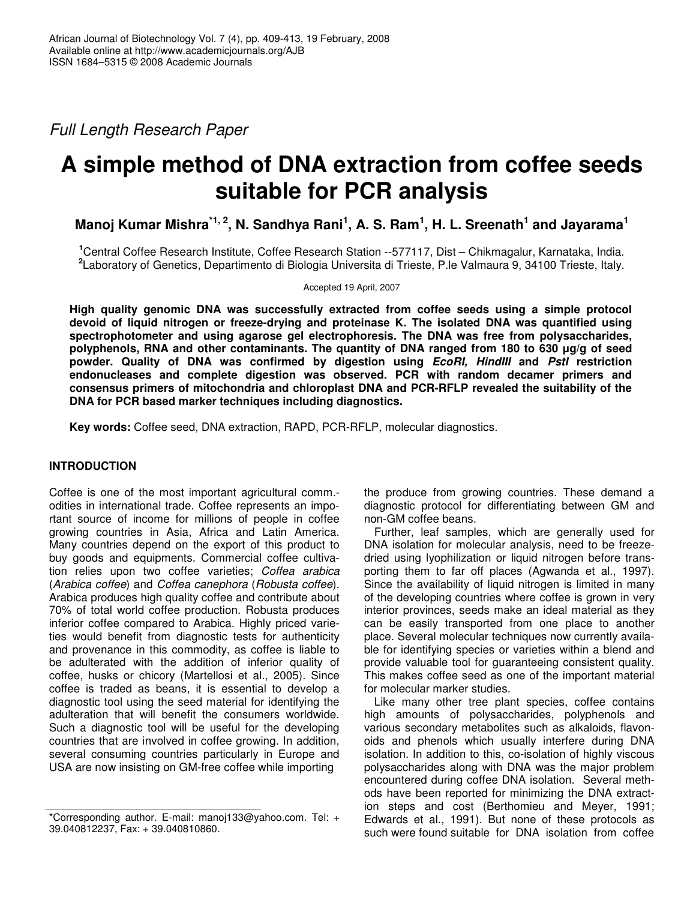*Full Length Research Paper*

# A simple method of DNA extraction from coffee seeds suitable for PCR analysis

**Manoj Kumar Mishra[*1, 2], N. Sandhya Rani[1], A. S. Ram[1], H. L. Sreenath[1] and Jayarama[1]**

[1]Central Coffee Research Institute, Coffee Research Station --577117, Dist – Chikmagalur, Karnataka, India.
[2]Laboratory of Genetics, Departimento di Biologia Universita di Trieste, P.le Valmaura 9, 34100 Trieste, Italy.

Accepted 19 April, 2007

**High quality genomic DNA was successfully extracted from coffee seeds using a simple protocol devoid of liquid nitrogen or freeze-drying and proteinase K. The isolated DNA was quantified using spectrophotometer and using agarose gel electrophoresis. The DNA was free from polysaccharides, polyphenols, RNA and other contaminants. The quantity of DNA ranged from 180 to 630 µg/g of seed powder. Quality of DNA was confirmed by digestion using *EcoRI, HindIII* and *PstI* restriction endonucleases and complete digestion was observed. PCR with random decamer primers and consensus primers of mitochondria and chloroplast DNA and PCR-RFLP revealed the suitability of the DNA for PCR based marker techniques including diagnostics.**

**Key words:** Coffee seed, DNA extraction, RAPD, PCR-RFLP, molecular diagnostics.

## INTRODUCTION

Coffee is one of the most important agricultural comm.-odities in international trade. Coffee represents an important source of income for millions of people in coffee growing countries in Asia, Africa and Latin America. Many countries depend on the export of this product to buy goods and equipments. Commercial coffee cultivation relies upon two coffee varieties; *Coffea arabica* (*Arabica coffee*) and *Coffea canephora* (*Robusta coffee*). Arabica produces high quality coffee and contribute about 70% of total world coffee production. Robusta produces inferior coffee compared to Arabica. Highly priced varieties would benefit from diagnostic tests for authenticity and provenance in this commodity, as coffee is liable to be adulterated with the addition of inferior quality of coffee, husks or chicory (Martellosi et al., 2005). Since coffee is traded as beans, it is essential to develop a diagnostic tool using the seed material for identifying the adulteration that will benefit the consumers worldwide. Such a diagnostic tool will be useful for the developing countries that are involved in coffee growing. In addition, several consuming countries particularly in Europe and USA are now insisting on GM-free coffee while importing the produce from growing countries. These demand a diagnostic protocol for differentiating between GM and non-GM coffee beans.

Further, leaf samples, which are generally used for DNA isolation for molecular analysis, need to be freeze-dried using lyophilization or liquid nitrogen before transporting them to far off places (Agwanda et al., 1997). Since the availability of liquid nitrogen is limited in many of the developing countries where coffee is grown in very interior provinces, seeds make an ideal material as they can be easily transported from one place to another place. Several molecular techniques now currently available for identifying species or varieties within a blend and provide valuable tool for guaranteeing consistent quality. This makes coffee seed as one of the important material for molecular marker studies.

Like many other tree plant species, coffee contains high amounts of polysaccharides, polyphenols and various secondary metabolites such as alkaloids, flavonoids and phenols which usually interfere during DNA isolation. In addition to this, co-isolation of highly viscous polysaccharides along with DNA was the major problem encountered during coffee DNA isolation. Several methods have been reported for minimizing the DNA extraction steps and cost (Berthomieu and Meyer, 1991; Edwards et al., 1991). But none of these protocols as such were found suitable for DNA isolation from coffee

*Corresponding author. E-mail: manoj133@yahoo.com. Tel: + 39.040812237, Fax: + 39.040810860.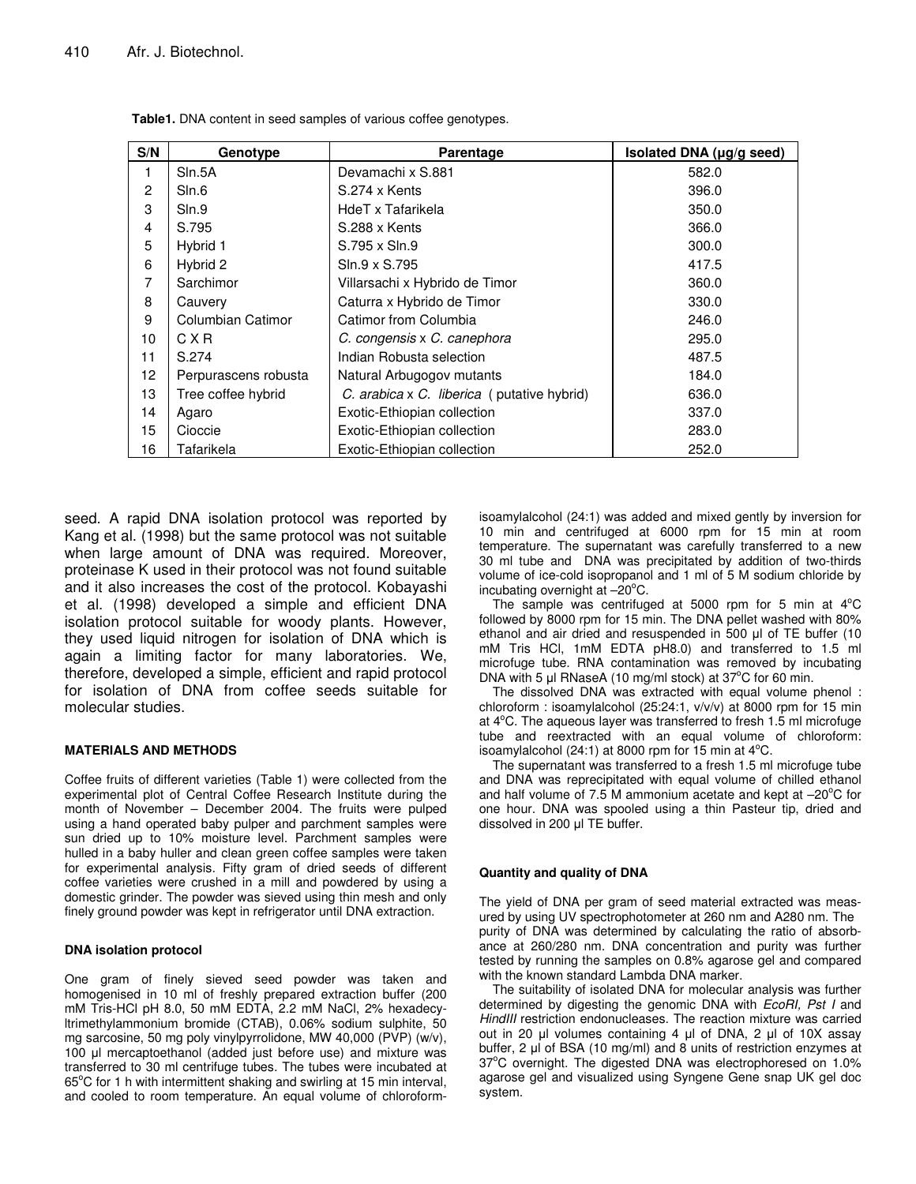**Table1.** DNA content in seed samples of various coffee genotypes.

| S/N | Genotype | Parentage | Isolated DNA (µg/g seed) |
|---|---|---|---|
| 1 | Sln.5A | Devamachi x S.881 | 582.0 |
| 2 | Sln.6 | S.274 x Kents | 396.0 |
| 3 | Sln.9 | HdeT x Tafarikela | 350.0 |
| 4 | S.795 | S.288 x Kents | 366.0 |
| 5 | Hybrid 1 | S.795 x Sln.9 | 300.0 |
| 6 | Hybrid 2 | Sln.9 x S.795 | 417.5 |
| 7 | Sarchimor | Villarsachi x Hybrido de Timor | 360.0 |
| 8 | Cauvery | Caturra x Hybrido de Timor | 330.0 |
| 9 | Columbian Catimor | Catimor from Columbia | 246.0 |
| 10 | C X R | *C. congensis* x *C. canephora* | 295.0 |
| 11 | S.274 | Indian Robusta selection | 487.5 |
| 12 | Perpurascens robusta | Natural Arbugogov mutants | 184.0 |
| 13 | Tree coffee hybrid | *C. arabica* x *C. liberica* ( putative hybrid) | 636.0 |
| 14 | Agaro | Exotic-Ethiopian collection | 337.0 |
| 15 | Cioccie | Exotic-Ethiopian collection | 283.0 |
| 16 | Tafarikela | Exotic-Ethiopian collection | 252.0 |

seed. A rapid DNA isolation protocol was reported by Kang et al. (1998) but the same protocol was not suitable when large amount of DNA was required. Moreover, proteinase K used in their protocol was not found suitable and it also increases the cost of the protocol. Kobayashi et al. (1998) developed a simple and efficient DNA isolation protocol suitable for woody plants. However, they used liquid nitrogen for isolation of DNA which is again a limiting factor for many laboratories. We, therefore, developed a simple, efficient and rapid protocol for isolation of DNA from coffee seeds suitable for molecular studies.

## MATERIALS AND METHODS

Coffee fruits of different varieties (Table 1) were collected from the experimental plot of Central Coffee Research Institute during the month of November – December 2004. The fruits were pulped using a hand operated baby pulper and parchment samples were sun dried up to 10% moisture level. Parchment samples were hulled in a baby huller and clean green coffee samples were taken for experimental analysis. Fifty gram of dried seeds of different coffee varieties were crushed in a mill and powdered by using a domestic grinder. The powder was sieved using thin mesh and only finely ground powder was kept in refrigerator until DNA extraction.

### DNA isolation protocol

One gram of finely sieved seed powder was taken and homogenised in 10 ml of freshly prepared extraction buffer (200 mM Tris-HCl pH 8.0, 50 mM EDTA, 2.2 mM NaCl, 2% hexadecyltrimethylammonium bromide (CTAB), 0.06% sodium sulphite, 50 mg sarcosine, 50 mg poly vinylpyrrolidone, MW 40,000 (PVP) (w/v), 100 µl mercaptoethanol (added just before use) and mixture was transferred to 30 ml centrifuge tubes. The tubes were incubated at 65°C for 1 h with intermittent shaking and swirling at 15 min interval, and cooled to room temperature. An equal volume of chloroform-isoamylalcohol (24:1) was added and mixed gently by inversion for 10 min and centrifuged at 6000 rpm for 15 min at room temperature. The supernatant was carefully transferred to a new 30 ml tube and DNA was precipitated by addition of two-thirds volume of ice-cold isopropanol and 1 ml of 5 M sodium chloride by incubating overnight at –20°C.

The sample was centrifuged at 5000 rpm for 5 min at 4°C followed by 8000 rpm for 15 min. The DNA pellet washed with 80% ethanol and air dried and resuspended in 500 µl of TE buffer (10 mM Tris HCl, 1mM EDTA pH8.0) and transferred to 1.5 ml microfuge tube. RNA contamination was removed by incubating DNA with 5 µl RNaseA (10 mg/ml stock) at 37°C for 60 min.

The dissolved DNA was extracted with equal volume phenol : chloroform : isoamylalcohol (25:24:1, v/v/v) at 8000 rpm for 15 min at 4°C. The aqueous layer was transferred to fresh 1.5 ml microfuge tube and reextracted with an equal volume of chloroform: isoamylalcohol (24:1) at 8000 rpm for 15 min at 4°C.

The supernatant was transferred to a fresh 1.5 ml microfuge tube and DNA was reprecipitated with equal volume of chilled ethanol and half volume of 7.5 M ammonium acetate and kept at –20°C for one hour. DNA was spooled using a thin Pasteur tip, dried and dissolved in 200 µl TE buffer.

### Quantity and quality of DNA

The yield of DNA per gram of seed material extracted was measured by using UV spectrophotometer at 260 nm and A280 nm. The purity of DNA was determined by calculating the ratio of absorbance at 260/280 nm. DNA concentration and purity was further tested by running the samples on 0.8% agarose gel and compared with the known standard Lambda DNA marker.

The suitability of isolated DNA for molecular analysis was further determined by digesting the genomic DNA with *EcoRI, Pst I* and *HindIII* restriction endonucleases. The reaction mixture was carried out in 20 µl volumes containing 4 µl of DNA, 2 µl of 10X assay buffer, 2 µl of BSA (10 mg/ml) and 8 units of restriction enzymes at 37°C overnight. The digested DNA was electrophoresed on 1.0% agarose gel and visualized using Syngene Gene snap UK gel doc system.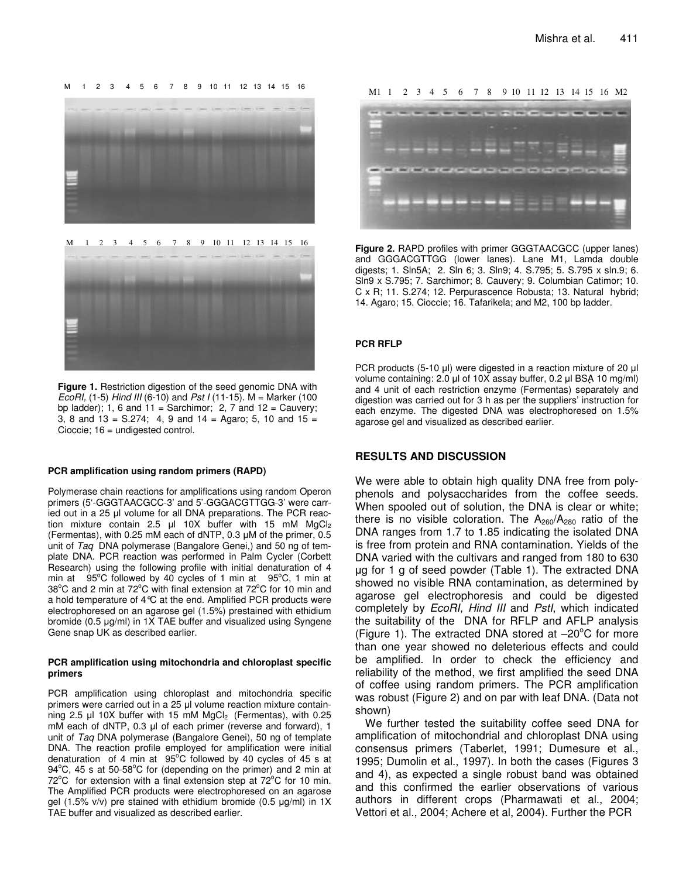**Figure 1.** Restriction digestion of the seed genomic DNA with *EcoRI,* (1-5) *Hind III* (6-10) and *Pst I* (11-15). M = Marker (100 bp ladder); 1, 6 and 11 = Sarchimor; 2, 7 and 12 = Cauvery; 3, 8 and 13 = S.274; 4, 9 and 14 = Agaro; 5, 10 and 15 = Cioccie; 16 = undigested control.

**Figure 2.** RAPD profiles with primer GGGTAACGCC (upper lanes) and GGGACGTTGG (lower lanes). Lane M1, Lamda double digests; 1. Sln5A; 2. Sln 6; 3. Sln9; 4. S.795; 5. S.795 x sln.9; 6. Sln9 x S.795; 7. Sarchimor; 8. Cauvery; 9. Columbian Catimor; 10. C x R; 11. S.274; 12. Perpurascence Robusta; 13. Natural hybrid; 14. Agaro; 15. Cioccie; 16. Tafarikela; and M2, 100 bp ladder.

#### PCR amplification using random primers (RAPD)

Polymerase chain reactions for amplifications using random Operon primers (5'-GGGTAACGCC-3' and 5'-GGGACGTTGG-3' were carried out in a 25 µl volume for all DNA preparations. The PCR reaction mixture contain 2.5 µl 10X buffer with 15 mM $MgCl_2$ (Fermentas), with 0.25 mM each of dNTP, 0.3 µM of the primer, 0.5 unit of *Taq* DNA polymerase (Bangalore Genei,) and 50 ng of template DNA. PCR reaction was performed in Palm Cycler (Corbett Research) using the following profile with initial denaturation of 4 min at 95°C followed by 40 cycles of 1 min at 95°C, 1 min at 38°C and 2 min at 72°C with final extension at 72°C for 10 min and a hold temperature of 4°C at the end. Amplified PCR products were electrophoresed on an agarose gel (1.5%) prestained with ethidium bromide (0.5 µg/ml) in 1X TAE buffer and visualized using Syngene Gene snap UK as described earlier.

#### PCR amplification using mitochondria and chloroplast specific primers

PCR amplification using chloroplast and mitochondria specific primers were carried out in a 25 µl volume reaction mixture containing 2.5 µl 10X buffer with 15 mM $MgCl_2$ (Fermentas), with 0.25 mM each of dNTP, 0.3 µl of each primer (reverse and forward), 1 unit of *Taq* DNA polymerase (Bangalore Genei), 50 ng of template DNA. The reaction profile employed for amplification were initial denaturation of 4 min at 95°C followed by 40 cycles of 45 s at 94°C, 45 s at 50-58°C for (depending on the primer) and 2 min at 72°C for extension with a final extension step at 72°C for 10 min. The Amplified PCR products were electrophoresed on an agarose gel (1.5% v/v) pre stained with ethidium bromide (0.5 µg/ml) in 1X TAE buffer and visualized as described earlier.

#### PCR RFLP

PCR products (5-10 µl) were digested in a reaction mixture of 20 µl volume containing: 2.0 µl of 10X assay buffer, 0.2 µl BSA 10 mg/ml) and 4 unit of each restriction enzyme (Fermentas) separately and digestion was carried out for 3 h as per the suppliers' instruction for each enzyme. The digested DNA was electrophoresed on 1.5% agarose gel and visualized as described earlier.

## RESULTS AND DISCUSSION

We were able to obtain high quality DNA free from polyphenols and polysaccharides from the coffee seeds. When spooled out of solution, the DNA is clear or white; there is no visible coloration. The $A_{260}/A_{280}$ ratio of the DNA ranges from 1.7 to 1.85 indicating the isolated DNA is free from protein and RNA contamination. Yields of the DNA varied with the cultivars and ranged from 180 to 630 µg for 1 g of seed powder (Table 1). The extracted DNA showed no visible RNA contamination, as determined by agarose gel electrophoresis and could be digested completely by *EcoRI, Hind III* and *PstI*, which indicated the suitability of the DNA for RFLP and AFLP analysis (Figure 1). The extracted DNA stored at –20°C for more than one year showed no deleterious effects and could be amplified. In order to check the efficiency and reliability of the method, we first amplified the seed DNA of coffee using random primers. The PCR amplification was robust (Figure 2) and on par with leaf DNA. (Data not shown)

We further tested the suitability coffee seed DNA for amplification of mitochondrial and chloroplast DNA using consensus primers (Taberlet, 1991; Dumesure et al., 1995; Dumolin et al., 1997). In both the cases (Figures 3 and 4), as expected a single robust band was obtained and this confirmed the earlier observations of various authors in different crops (Pharmawati et al., 2004; Vettori et al., 2004; Achere et al, 2004). Further the PCR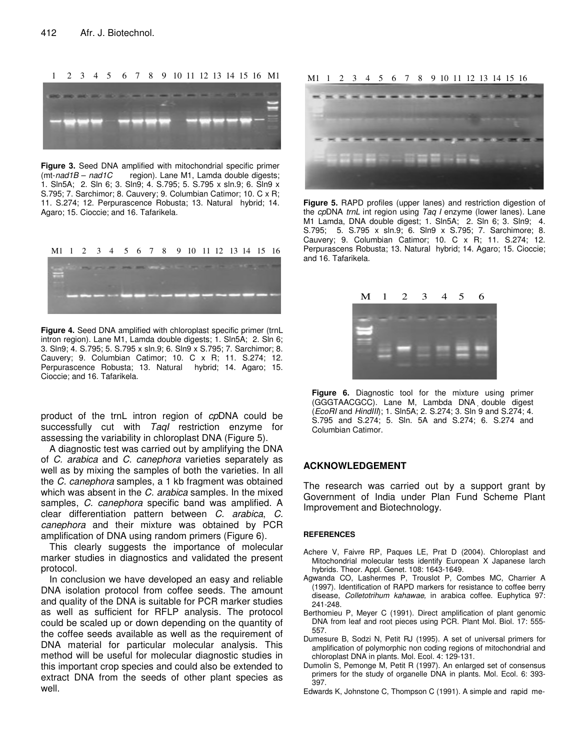**Figure 3.** Seed DNA amplified with mitochondrial specific primer (mt-*nad1B* – *nad1C* region). Lane M1, Lamda double digests; 1. Sln5A; 2. Sln 6; 3. Sln9; 4. S.795; 5. S.795 x sln.9; 6. Sln9 x S.795; 7. Sarchimor; 8. Cauvery; 9. Columbian Catimor; 10. C x R; 11. S.274; 12. Perpurascence Robusta; 13. Natural hybrid; 14. Agaro; 15. Cioccie; and 16. Tafarikela.

**Figure 4.** Seed DNA amplified with chloroplast specific primer (trnL intron region). Lane M1, Lamda double digests; 1. Sln5A; 2. Sln 6; 3. Sln9; 4. S.795; 5. S.795 x sln.9; 6. Sln9 x S.795; 7. Sarchimor; 8. Cauvery; 9. Columbian Catimor; 10. C x R; 11. S.274; 12. Perpurascence Robusta; 13. Natural hybrid; 14. Agaro; 15. Cioccie; and 16. Tafarikela.

product of the trnL intron region of *cp*DNA could be successfully cut with *TaqI* restriction enzyme for assessing the variability in chloroplast DNA (Figure 5).

A diagnostic test was carried out by amplifying the DNA of *C. arabica* and *C. canephora* varieties separately as well as by mixing the samples of both the varieties. In all the *C. canephora* samples, a 1 kb fragment was obtained which was absent in the *C. arabica* samples. In the mixed samples, *C. canephora* specific band was amplified. A clear differentiation pattern between *C. arabica*, *C. canephora* and their mixture was obtained by PCR amplification of DNA using random primers (Figure 6).

This clearly suggests the importance of molecular marker studies in diagnostics and validated the present protocol.

In conclusion we have developed an easy and reliable DNA isolation protocol from coffee seeds. The amount and quality of the DNA is suitable for PCR marker studies as well as sufficient for RFLP analysis. The protocol could be scaled up or down depending on the quantity of the coffee seeds available as well as the requirement of DNA material for particular molecular analysis. This method will be useful for molecular diagnostic studies in this important crop species and could also be extended to extract DNA from the seeds of other plant species as well.

**Figure 5.** RAPD profiles (upper lanes) and restriction digestion of the *cp*DNA *trnL* int region using *Taq I* enzyme (lower lanes). Lane M1 Lamda, DNA double digest; 1. Sln5A; 2. Sln 6; 3. Sln9; 4. S.795; 5. S.795 x sln.9; 6. Sln9 x S.795; 7. Sarchimore; 8. Cauvery; 9. Columbian Catimor; 10. C x R; 11. S.274; 12. Perpurascens Robusta; 13. Natural hybrid; 14. Agaro; 15. Cioccie; and 16. Tafarikela.

**Figure 6.** Diagnostic tool for the mixture using primer (GGGTAACGCC). Lane M, Lambda DNA double digest (*EcoRI* and *HindIII*); 1. Sln5A; 2. S.274; 3. Sln 9 and S.274; 4. S.795 and S.274; 5. Sln. 5A and S.274; 6. S.274 and Columbian Catimor.

## ACKNOWLEDGEMENT

The research was carried out by a support grant by Government of India under Plan Fund Scheme Plant Improvement and Biotechnology.

### REFERENCES

Achere V, Faivre RP, Paques LE, Prat D (2004). Chloroplast and Mitochondrial molecular tests identify European X Japanese larch hybrids. Theor. Appl. Genet. 108: 1643-1649.

Agwanda CO, Lashermes P, Trouslot P, Combes MC, Charrier A (1997). Identification of RAPD markers for resistance to coffee berry disease, *Colletotrihum kahawae,* in arabica coffee. Euphytica 97: 241-248.

Berthomieu P, Meyer C (1991). Direct amplification of plant genomic DNA from leaf and root pieces using PCR. Plant Mol. Biol. 17: 555-557.

Dumesure B, Sodzi N, Petit RJ (1995). A set of universal primers for amplification of polymorphic non coding regions of mitochondrial and chloroplast DNA in plants. Mol. Ecol. 4: 129-131.

Dumolin S, Pemonge M, Petit R (1997). An enlarged set of consensus primers for the study of organelle DNA in plants. Mol. Ecol. 6: 393-397.

Edwards K, Johnstone C, Thompson C (1991). A simple and rapid me-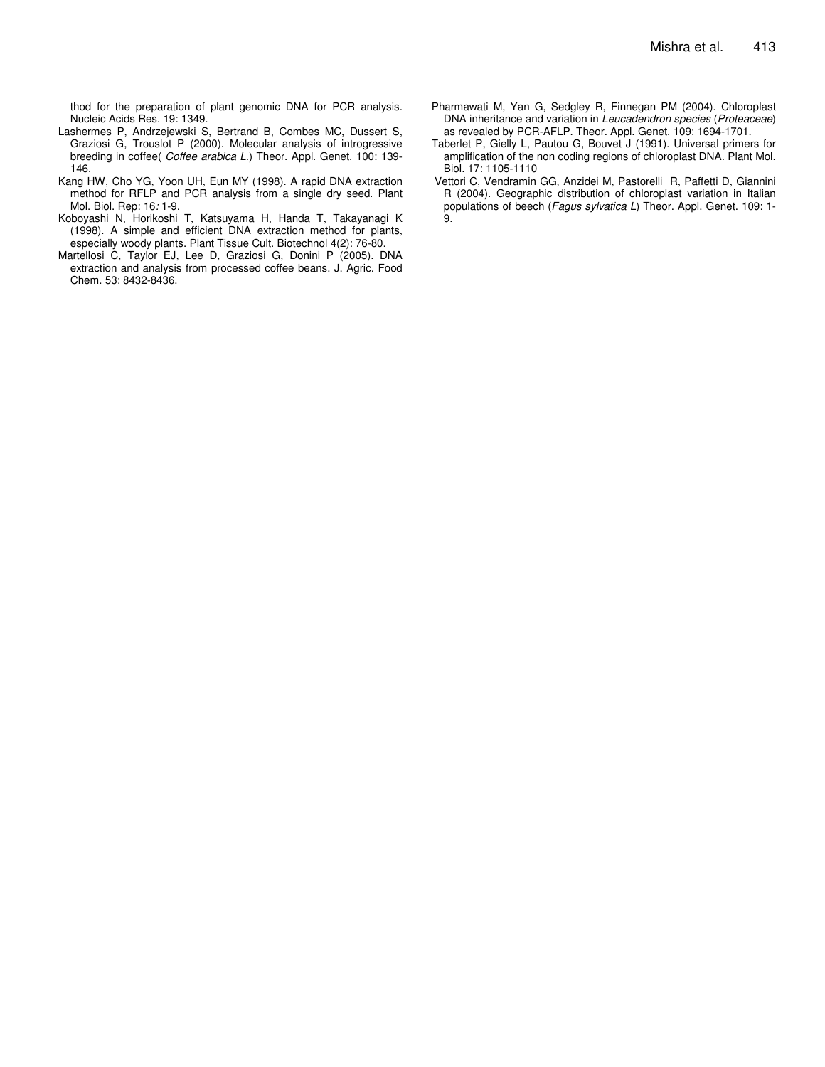thod for the preparation of plant genomic DNA for PCR analysis. Nucleic Acids Res. 19: 1349.

Lashermes P, Andrzejewski S, Bertrand B, Combes MC, Dussert S, Graziosi G, Trouslot P (2000). Molecular analysis of introgressive breeding in coffee( *Coffee arabica L*.) Theor. Appl. Genet. 100: 139-146.

Kang HW, Cho YG, Yoon UH, Eun MY (1998). A rapid DNA extraction method for RFLP and PCR analysis from a single dry seed. Plant Mol. Biol. Rep: 16*:* 1-9.

Koboyashi N, Horikoshi T, Katsuyama H, Handa T, Takayanagi K (1998). A simple and efficient DNA extraction method for plants, especially woody plants. Plant Tissue Cult. Biotechnol 4(2): 76-80.

Martellosi C, Taylor EJ, Lee D, Graziosi G, Donini P (2005). DNA extraction and analysis from processed coffee beans. J. Agric. Food Chem. 53: 8432-8436.

Pharmawati M, Yan G, Sedgley R, Finnegan PM (2004). Chloroplast DNA inheritance and variation in *Leucadendron species* (*Proteaceae*) as revealed by PCR-AFLP. Theor. Appl. Genet. 109: 1694-1701.

Taberlet P, Gielly L, Pautou G, Bouvet J (1991). Universal primers for amplification of the non coding regions of chloroplast DNA. Plant Mol. Biol. 17: 1105-1110

Vettori C, Vendramin GG, Anzidei M, Pastorelli R, Paffetti D, Giannini R (2004). Geographic distribution of chloroplast variation in Italian populations of beech (*Fagus sylvatica L*) Theor. Appl. Genet. 109: 1-9.